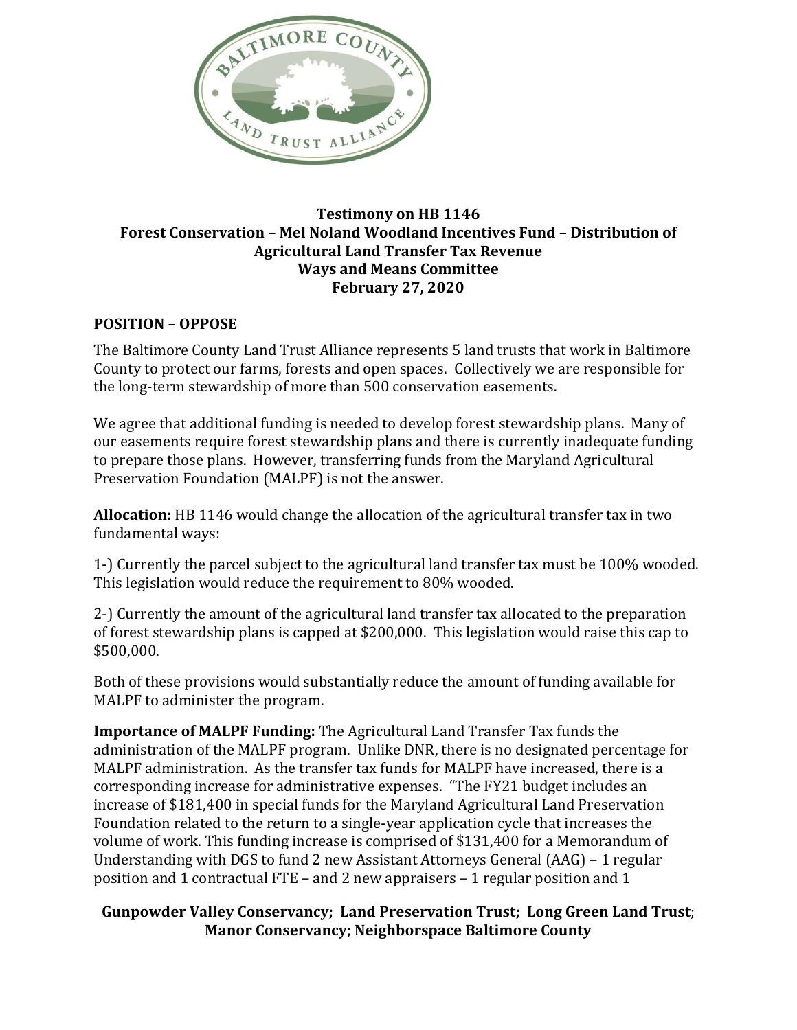**Testimony on HB 1146**
**Forest Conservation – Mel Noland Woodland Incentives Fund – Distribution of Agricultural Land Transfer Tax Revenue**
**Ways and Means Committee**
**February 27, 2020**

## POSITION – OPPOSE

The Baltimore County Land Trust Alliance represents 5 land trusts that work in Baltimore County to protect our farms, forests and open spaces. Collectively we are responsible for the long-term stewardship of more than 500 conservation easements.

We agree that additional funding is needed to develop forest stewardship plans. Many of our easements require forest stewardship plans and there is currently inadequate funding to prepare those plans. However, transferring funds from the Maryland Agricultural Preservation Foundation (MALPF) is not the answer.

**Allocation:** HB 1146 would change the allocation of the agricultural transfer tax in two fundamental ways:

1-) Currently the parcel subject to the agricultural land transfer tax must be 100% wooded. This legislation would reduce the requirement to 80% wooded.

2-) Currently the amount of the agricultural land transfer tax allocated to the preparation of forest stewardship plans is capped at $200,000. This legislation would raise this cap to $500,000.

Both of these provisions would substantially reduce the amount of funding available for MALPF to administer the program.

**Importance of MALPF Funding:** The Agricultural Land Transfer Tax funds the administration of the MALPF program. Unlike DNR, there is no designated percentage for MALPF administration. As the transfer tax funds for MALPF have increased, there is a corresponding increase for administrative expenses. "The FY21 budget includes an increase of $181,400 in special funds for the Maryland Agricultural Land Preservation Foundation related to the return to a single-year application cycle that increases the volume of work. This funding increase is comprised of $131,400 for a Memorandum of Understanding with DGS to fund 2 new Assistant Attorneys General (AAG) – 1 regular position and 1 contractual FTE – and 2 new appraisers – 1 regular position and 1

**Gunpowder Valley Conservancy; Land Preservation Trust; Long Green Land Trust; Manor Conservancy; Neighborspace Baltimore County**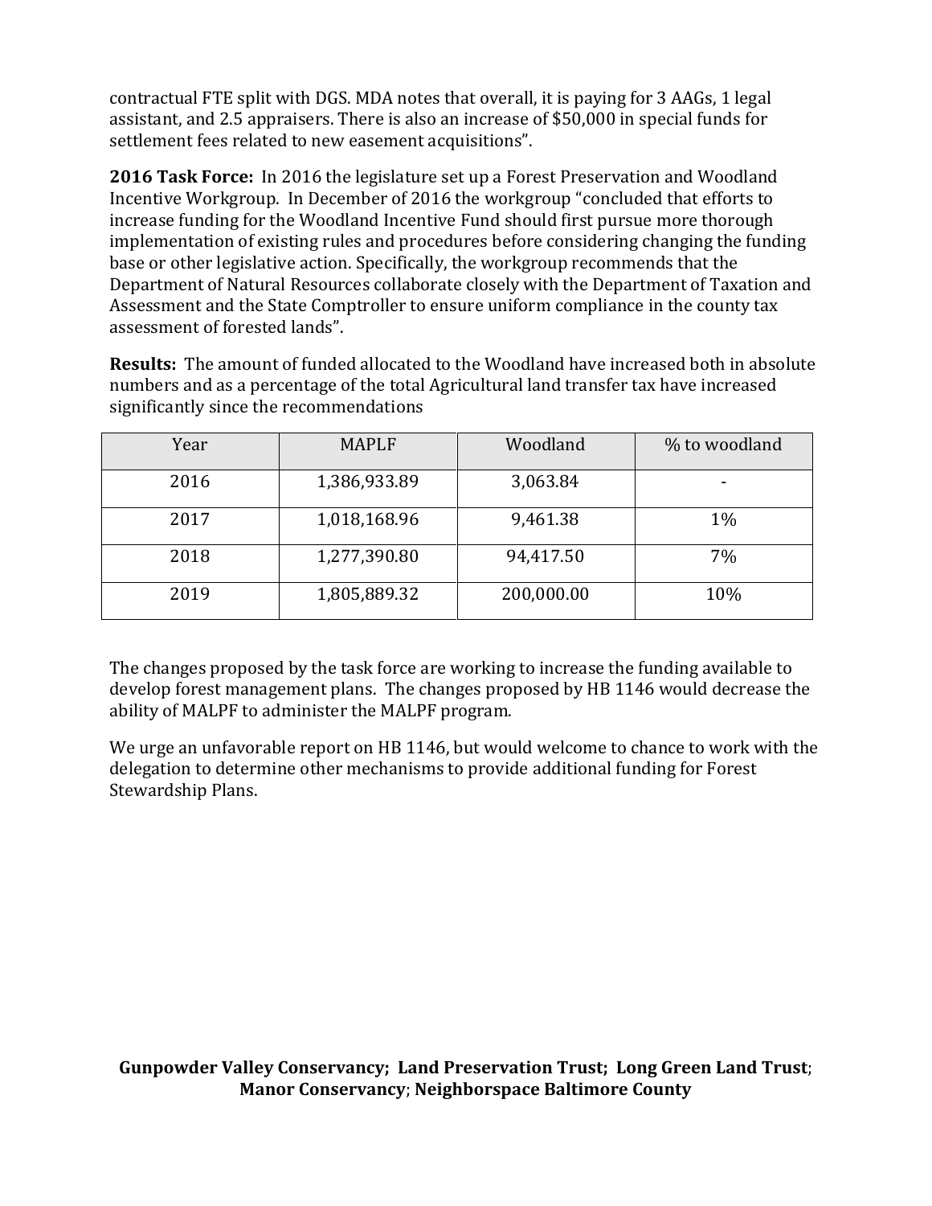contractual FTE split with DGS. MDA notes that overall, it is paying for 3 AAGs, 1 legal assistant, and 2.5 appraisers. There is also an increase of $50,000 in special funds for settlement fees related to new easement acquisitions".

**2016 Task Force:** In 2016 the legislature set up a Forest Preservation and Woodland Incentive Workgroup. In December of 2016 the workgroup "concluded that efforts to increase funding for the Woodland Incentive Fund should first pursue more thorough implementation of existing rules and procedures before considering changing the funding base or other legislative action. Specifically, the workgroup recommends that the Department of Natural Resources collaborate closely with the Department of Taxation and Assessment and the State Comptroller to ensure uniform compliance in the county tax assessment of forested lands".

**Results:** The amount of funded allocated to the Woodland have increased both in absolute numbers and as a percentage of the total Agricultural land transfer tax have increased significantly since the recommendations

| Year | MAPLF | Woodland | % to woodland |
|---|---|---|---|
| 2016 | 1,386,933.89 | 3,063.84 | - |
| 2017 | 1,018,168.96 | 9,461.38 | 1% |
| 2018 | 1,277,390.80 | 94,417.50 | 7% |
| 2019 | 1,805,889.32 | 200,000.00 | 10% |

The changes proposed by the task force are working to increase the funding available to develop forest management plans. The changes proposed by HB 1146 would decrease the ability of MALPF to administer the MALPF program.

We urge an unfavorable report on HB 1146, but would welcome to chance to work with the delegation to determine other mechanisms to provide additional funding for Forest Stewardship Plans.

**Gunpowder Valley Conservancy; Land Preservation Trust; Long Green Land Trust; Manor Conservancy; Neighborspace Baltimore County**